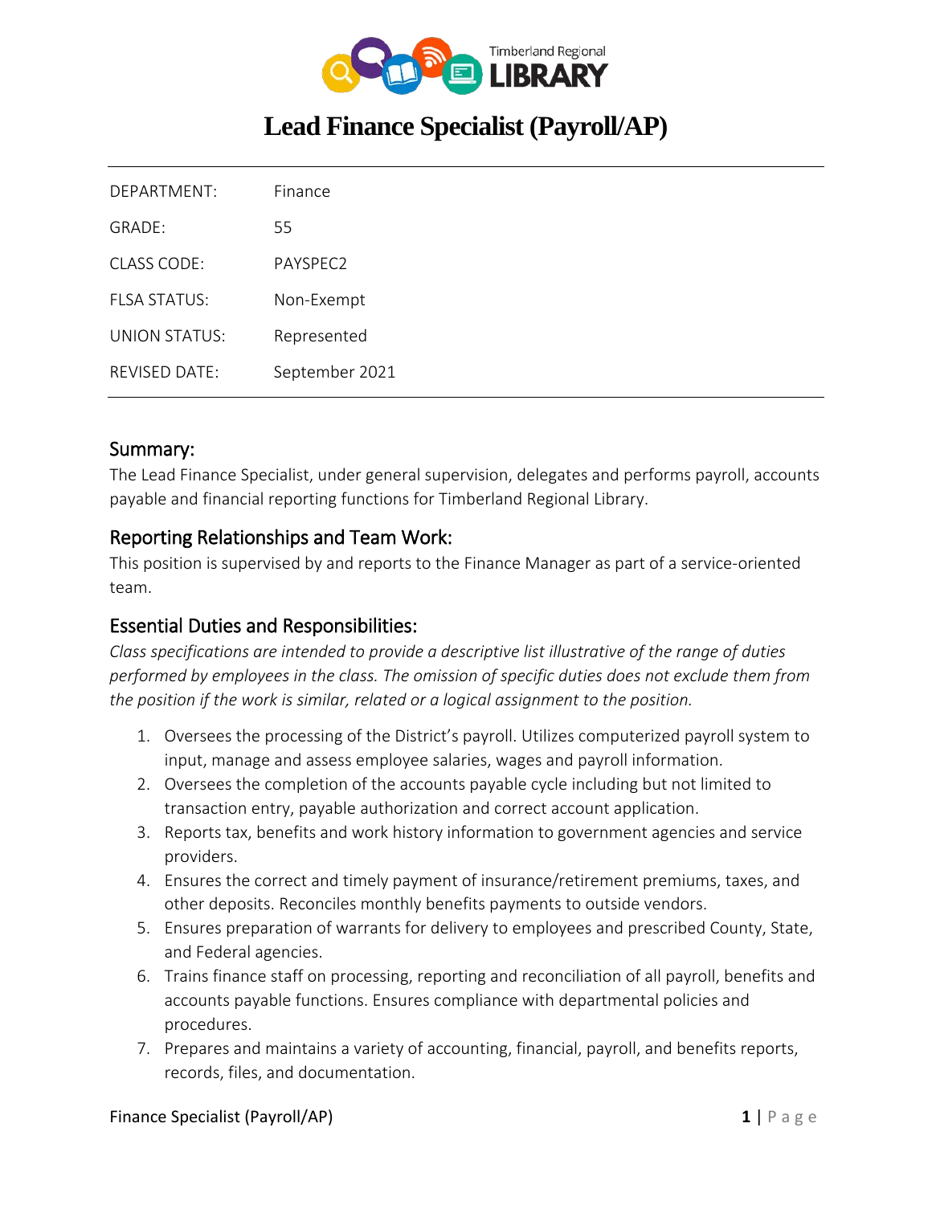# Lead Finance Specialist (Payroll/AP)

| | |
|---|---|
| DEPARTMENT: | Finance |
| GRADE: | 55 |
| CLASS CODE: | PAYSPEC2 |
| FLSA STATUS: | Non-Exempt |
| UNION STATUS: | Represented |
| REVISED DATE: | September 2021 |

## Summary:

The Lead Finance Specialist, under general supervision, delegates and performs payroll, accounts payable and financial reporting functions for Timberland Regional Library.

## Reporting Relationships and Team Work:

This position is supervised by and reports to the Finance Manager as part of a service-oriented team.

## Essential Duties and Responsibilities:

*Class specifications are intended to provide a descriptive list illustrative of the range of duties performed by employees in the class. The omission of specific duties does not exclude them from the position if the work is similar, related or a logical assignment to the position.*

1. Oversees the processing of the District's payroll. Utilizes computerized payroll system to input, manage and assess employee salaries, wages and payroll information.
2. Oversees the completion of the accounts payable cycle including but not limited to transaction entry, payable authorization and correct account application.
3. Reports tax, benefits and work history information to government agencies and service providers.
4. Ensures the correct and timely payment of insurance/retirement premiums, taxes, and other deposits. Reconciles monthly benefits payments to outside vendors.
5. Ensures preparation of warrants for delivery to employees and prescribed County, State, and Federal agencies.
6. Trains finance staff on processing, reporting and reconciliation of all payroll, benefits and accounts payable functions. Ensures compliance with departmental policies and procedures.
7. Prepares and maintains a variety of accounting, financial, payroll, and benefits reports, records, files, and documentation.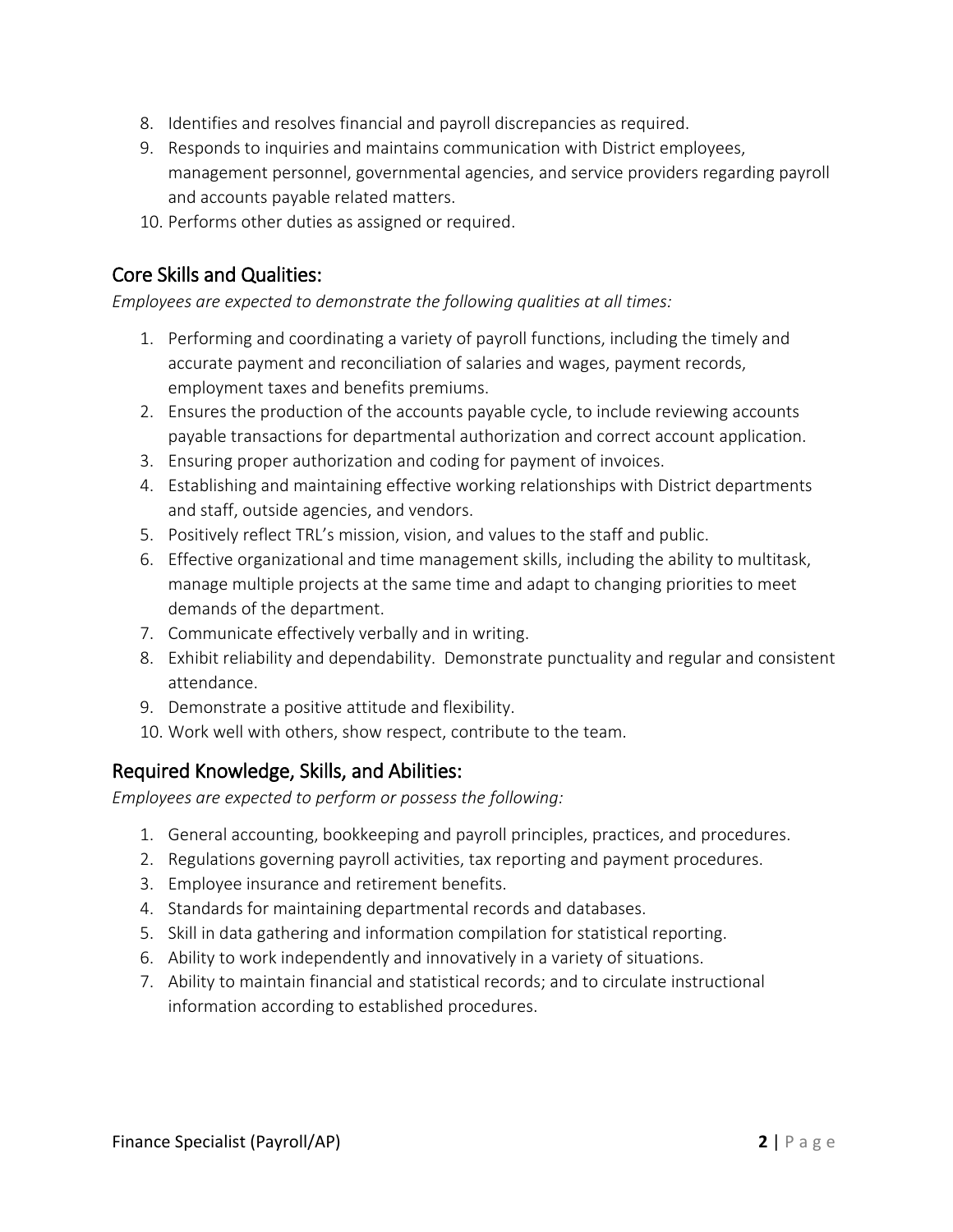8. Identifies and resolves financial and payroll discrepancies as required.
9. Responds to inquiries and maintains communication with District employees, management personnel, governmental agencies, and service providers regarding payroll and accounts payable related matters.
10. Performs other duties as assigned or required.

## Core Skills and Qualities:

*Employees are expected to demonstrate the following qualities at all times:*

1. Performing and coordinating a variety of payroll functions, including the timely and accurate payment and reconciliation of salaries and wages, payment records, employment taxes and benefits premiums.
2. Ensures the production of the accounts payable cycle, to include reviewing accounts payable transactions for departmental authorization and correct account application.
3. Ensuring proper authorization and coding for payment of invoices.
4. Establishing and maintaining effective working relationships with District departments and staff, outside agencies, and vendors.
5. Positively reflect TRL's mission, vision, and values to the staff and public.
6. Effective organizational and time management skills, including the ability to multitask, manage multiple projects at the same time and adapt to changing priorities to meet demands of the department.
7. Communicate effectively verbally and in writing.
8. Exhibit reliability and dependability. Demonstrate punctuality and regular and consistent attendance.
9. Demonstrate a positive attitude and flexibility.
10. Work well with others, show respect, contribute to the team.

## Required Knowledge, Skills, and Abilities:

*Employees are expected to perform or possess the following:*

1. General accounting, bookkeeping and payroll principles, practices, and procedures.
2. Regulations governing payroll activities, tax reporting and payment procedures.
3. Employee insurance and retirement benefits.
4. Standards for maintaining departmental records and databases.
5. Skill in data gathering and information compilation for statistical reporting.
6. Ability to work independently and innovatively in a variety of situations.
7. Ability to maintain financial and statistical records; and to circulate instructional information according to established procedures.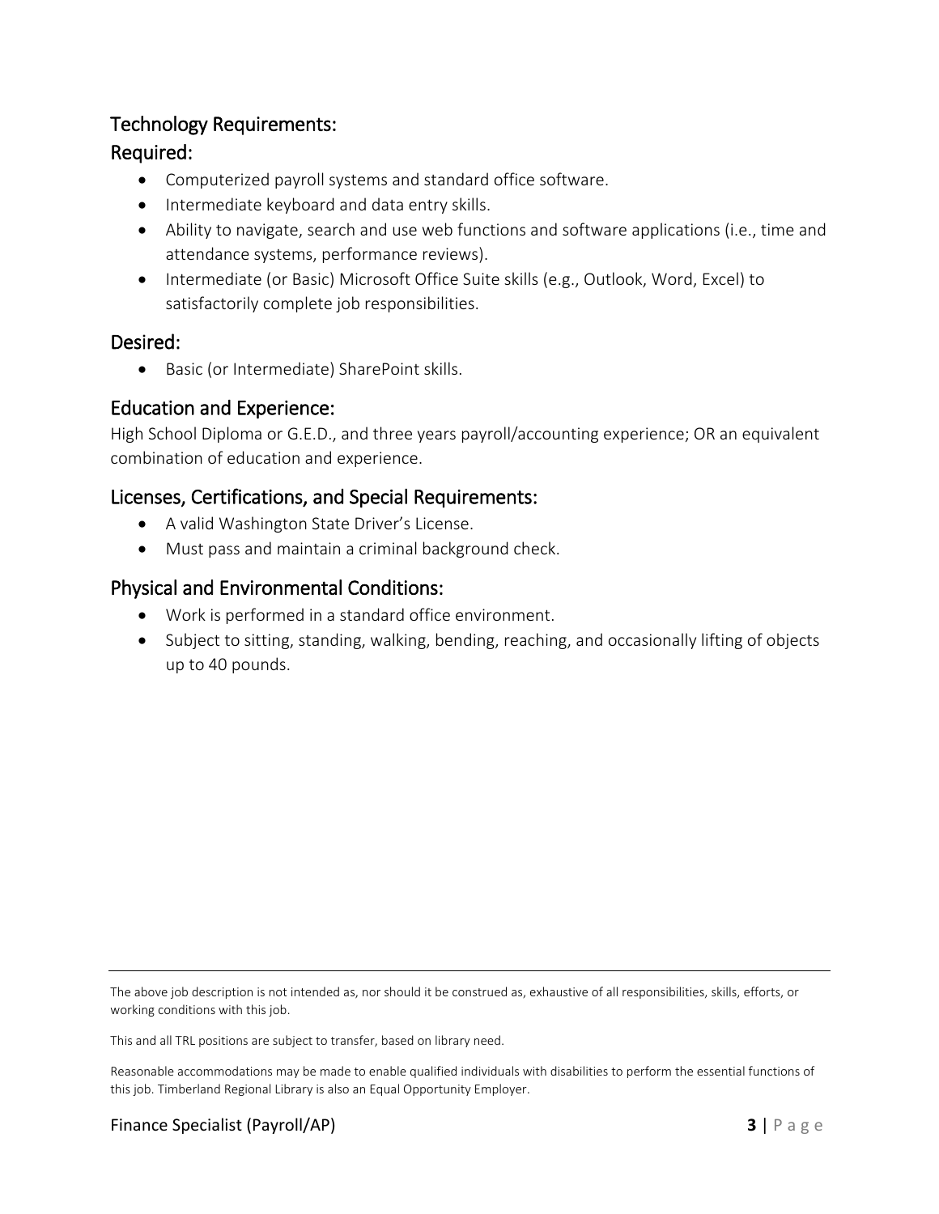## Technology Requirements:

### Required:

- Computerized payroll systems and standard office software.
- Intermediate keyboard and data entry skills.
- Ability to navigate, search and use web functions and software applications (i.e., time and attendance systems, performance reviews).
- Intermediate (or Basic) Microsoft Office Suite skills (e.g., Outlook, Word, Excel) to satisfactorily complete job responsibilities.

### Desired:

- Basic (or Intermediate) SharePoint skills.

## Education and Experience:

High School Diploma or G.E.D., and three years payroll/accounting experience; OR an equivalent combination of education and experience.

## Licenses, Certifications, and Special Requirements:

- A valid Washington State Driver's License.
- Must pass and maintain a criminal background check.

## Physical and Environmental Conditions:

- Work is performed in a standard office environment.
- Subject to sitting, standing, walking, bending, reaching, and occasionally lifting of objects up to 40 pounds.

---

The above job description is not intended as, nor should it be construed as, exhaustive of all responsibilities, skills, efforts, or working conditions with this job.

This and all TRL positions are subject to transfer, based on library need.

Reasonable accommodations may be made to enable qualified individuals with disabilities to perform the essential functions of this job. Timberland Regional Library is also an Equal Opportunity Employer.